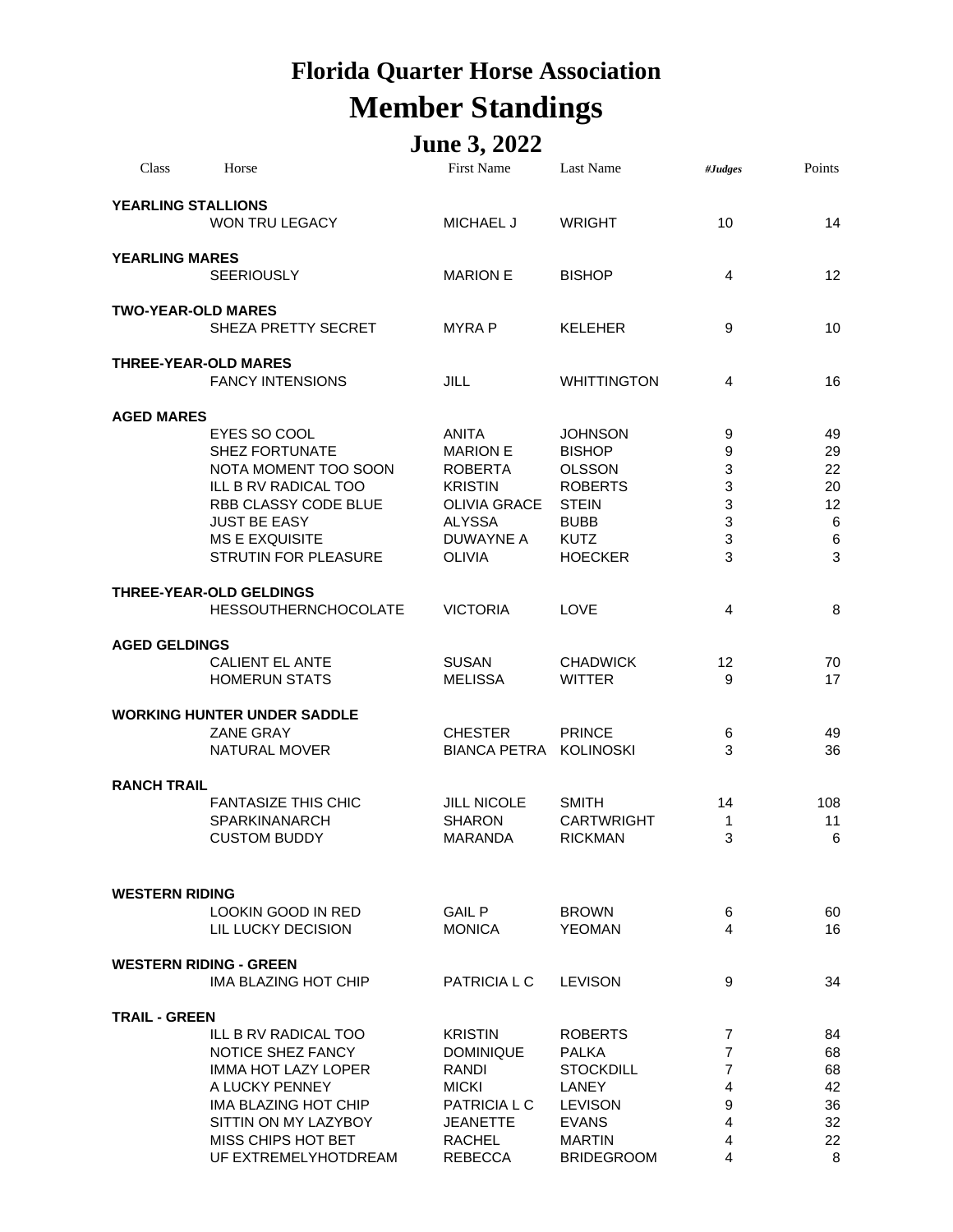# Florida Quarter Horse Association

# Member Standings

## June 3, 2022

| Class | Horse | First Name | Last Name | #Judges | Points |
|---|---|---|---|---|---|
| **YEARLING STALLIONS** | | | | | |
| | WON TRU LEGACY | MICHAEL J | WRIGHT | 10 | 14 |
| **YEARLING MARES** | | | | | |
| | SEERIOUSLY | MARION E | BISHOP | 4 | 12 |
| **TWO-YEAR-OLD MARES** | | | | | |
| | SHEZA PRETTY SECRET | MYRA P | KELEHER | 9 | 10 |
| **THREE-YEAR-OLD MARES** | | | | | |
| | FANCY INTENSIONS | JILL | WHITTINGTON | 4 | 16 |
| **AGED MARES** | | | | | |
| | EYES SO COOL | ANITA | JOHNSON | 9 | 49 |
| | SHEZ FORTUNATE | MARION E | BISHOP | 9 | 29 |
| | NOTA MOMENT TOO SOON | ROBERTA | OLSSON | 3 | 22 |
| | ILL B RV RADICAL TOO | KRISTIN | ROBERTS | 3 | 20 |
| | RBB CLASSY CODE BLUE | OLIVIA GRACE | STEIN | 3 | 12 |
| | JUST BE EASY | ALYSSA | BUBB | 3 | 6 |
| | MS E EXQUISITE | DUWAYNE A | KUTZ | 3 | 6 |
| | STRUTIN FOR PLEASURE | OLIVIA | HOECKER | 3 | 3 |
| **THREE-YEAR-OLD GELDINGS** | | | | | |
| | HESSOUTHERNCHOCOLATE | VICTORIA | LOVE | 4 | 8 |
| **AGED GELDINGS** | | | | | |
| | CALIENT EL ANTE | SUSAN | CHADWICK | 12 | 70 |
| | HOMERUN STATS | MELISSA | WITTER | 9 | 17 |
| **WORKING HUNTER UNDER SADDLE** | | | | | |
| | ZANE GRAY | CHESTER | PRINCE | 6 | 49 |
| | NATURAL MOVER | BIANCA PETRA | KOLINOSKI | 3 | 36 |
| **RANCH TRAIL** | | | | | |
| | FANTASIZE THIS CHIC | JILL NICOLE | SMITH | 14 | 108 |
| | SPARKINANARCH | SHARON | CARTWRIGHT | 1 | 11 |
| | CUSTOM BUDDY | MARANDA | RICKMAN | 3 | 6 |
| **WESTERN RIDING** | | | | | |
| | LOOKIN GOOD IN RED | GAIL P | BROWN | 6 | 60 |
| | LIL LUCKY DECISION | MONICA | YEOMAN | 4 | 16 |
| **WESTERN RIDING - GREEN** | | | | | |
| | IMA BLAZING HOT CHIP | PATRICIA L C | LEVISON | 9 | 34 |
| **TRAIL - GREEN** | | | | | |
| | ILL B RV RADICAL TOO | KRISTIN | ROBERTS | 7 | 84 |
| | NOTICE SHEZ FANCY | DOMINIQUE | PALKA | 7 | 68 |
| | IMMA HOT LAZY LOPER | RANDI | STOCKDILL | 7 | 68 |
| | A LUCKY PENNEY | MICKI | LANEY | 4 | 42 |
| | IMA BLAZING HOT CHIP | PATRICIA L C | LEVISON | 9 | 36 |
| | SITTIN ON MY LAZYBOY | JEANETTE | EVANS | 4 | 32 |
| | MISS CHIPS HOT BET | RACHEL | MARTIN | 4 | 22 |
| | UF EXTREMELYHOTDREAM | REBECCA | BRIDEGROOM | 4 | 8 |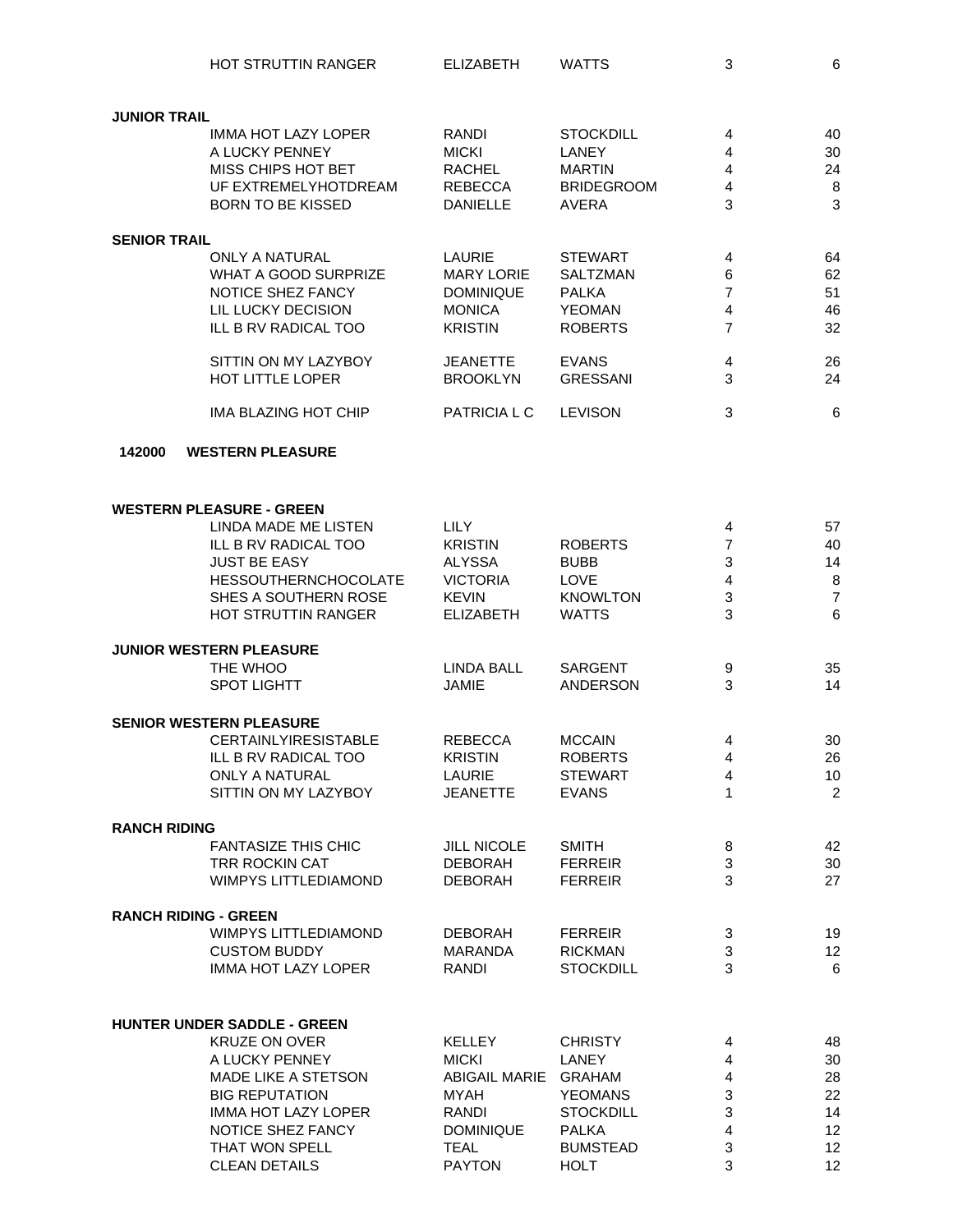| | Horse | First Name | Last Name | Shows | Points |
|---|---|---|---|---|---|
| | HOT STRUTTIN RANGER | ELIZABETH | WATTS | 3 | 6 |

**JUNIOR TRAIL**

| Horse | First Name | Last Name | Shows | Points |
|---|---|---|---|---|
| IMMA HOT LAZY LOPER | RANDI | STOCKDILL | 4 | 40 |
| A LUCKY PENNEY | MICKI | LANEY | 4 | 30 |
| MISS CHIPS HOT BET | RACHEL | MARTIN | 4 | 24 |
| UF EXTREMELYHOTDREAM | REBECCA | BRIDEGROOM | 4 | 8 |
| BORN TO BE KISSED | DANIELLE | AVERA | 3 | 3 |

**SENIOR TRAIL**

| Horse | First Name | Last Name | Shows | Points |
|---|---|---|---|---|
| ONLY A NATURAL | LAURIE | STEWART | 4 | 64 |
| WHAT A GOOD SURPRIZE | MARY LORIE | SALTZMAN | 6 | 62 |
| NOTICE SHEZ FANCY | DOMINIQUE | PALKA | 7 | 51 |
| LIL LUCKY DECISION | MONICA | YEOMAN | 4 | 46 |
| ILL B RV RADICAL TOO | KRISTIN | ROBERTS | 7 | 32 |
| SITTIN ON MY LAZYBOY | JEANETTE | EVANS | 4 | 26 |
| HOT LITTLE LOPER | BROOKLYN | GRESSANI | 3 | 24 |
| IMA BLAZING HOT CHIP | PATRICIA L C | LEVISON | 3 | 6 |

## 142000 WESTERN PLEASURE

**WESTERN PLEASURE - GREEN**

| Horse | First Name | Last Name | Shows | Points |
|---|---|---|---|---|
| LINDA MADE ME LISTEN | LILY | | 4 | 57 |
| ILL B RV RADICAL TOO | KRISTIN | ROBERTS | 7 | 40 |
| JUST BE EASY | ALYSSA | BUBB | 3 | 14 |
| HESSOUTHERNCHOCOLATE | VICTORIA | LOVE | 4 | 8 |
| SHES A SOUTHERN ROSE | KEVIN | KNOWLTON | 3 | 7 |
| HOT STRUTTIN RANGER | ELIZABETH | WATTS | 3 | 6 |

**JUNIOR WESTERN PLEASURE**

| Horse | First Name | Last Name | Shows | Points |
|---|---|---|---|---|
| THE WHOO | LINDA BALL | SARGENT | 9 | 35 |
| SPOT LIGHTT | JAMIE | ANDERSON | 3 | 14 |

**SENIOR WESTERN PLEASURE**

| Horse | First Name | Last Name | Shows | Points |
|---|---|---|---|---|
| CERTAINLYIRESISTABLE | REBECCA | MCCAIN | 4 | 30 |
| ILL B RV RADICAL TOO | KRISTIN | ROBERTS | 4 | 26 |
| ONLY A NATURAL | LAURIE | STEWART | 4 | 10 |
| SITTIN ON MY LAZYBOY | JEANETTE | EVANS | 1 | 2 |

**RANCH RIDING**

| Horse | First Name | Last Name | Shows | Points |
|---|---|---|---|---|
| FANTASIZE THIS CHIC | JILL NICOLE | SMITH | 8 | 42 |
| TRR ROCKIN CAT | DEBORAH | FERREIR | 3 | 30 |
| WIMPYS LITTLEDIAMOND | DEBORAH | FERREIR | 3 | 27 |

**RANCH RIDING - GREEN**

| Horse | First Name | Last Name | Shows | Points |
|---|---|---|---|---|
| WIMPYS LITTLEDIAMOND | DEBORAH | FERREIR | 3 | 19 |
| CUSTOM BUDDY | MARANDA | RICKMAN | 3 | 12 |
| IMMA HOT LAZY LOPER | RANDI | STOCKDILL | 3 | 6 |

**HUNTER UNDER SADDLE - GREEN**

| Horse | First Name | Last Name | Shows | Points |
|---|---|---|---|---|
| KRUZE ON OVER | KELLEY | CHRISTY | 4 | 48 |
| A LUCKY PENNEY | MICKI | LANEY | 4 | 30 |
| MADE LIKE A STETSON | ABIGAIL MARIE | GRAHAM | 4 | 28 |
| BIG REPUTATION | MYAH | YEOMANS | 3 | 22 |
| IMMA HOT LAZY LOPER | RANDI | STOCKDILL | 3 | 14 |
| NOTICE SHEZ FANCY | DOMINIQUE | PALKA | 4 | 12 |
| THAT WON SPELL | TEAL | BUMSTEAD | 3 | 12 |
| CLEAN DETAILS | PAYTON | HOLT | 3 | 12 |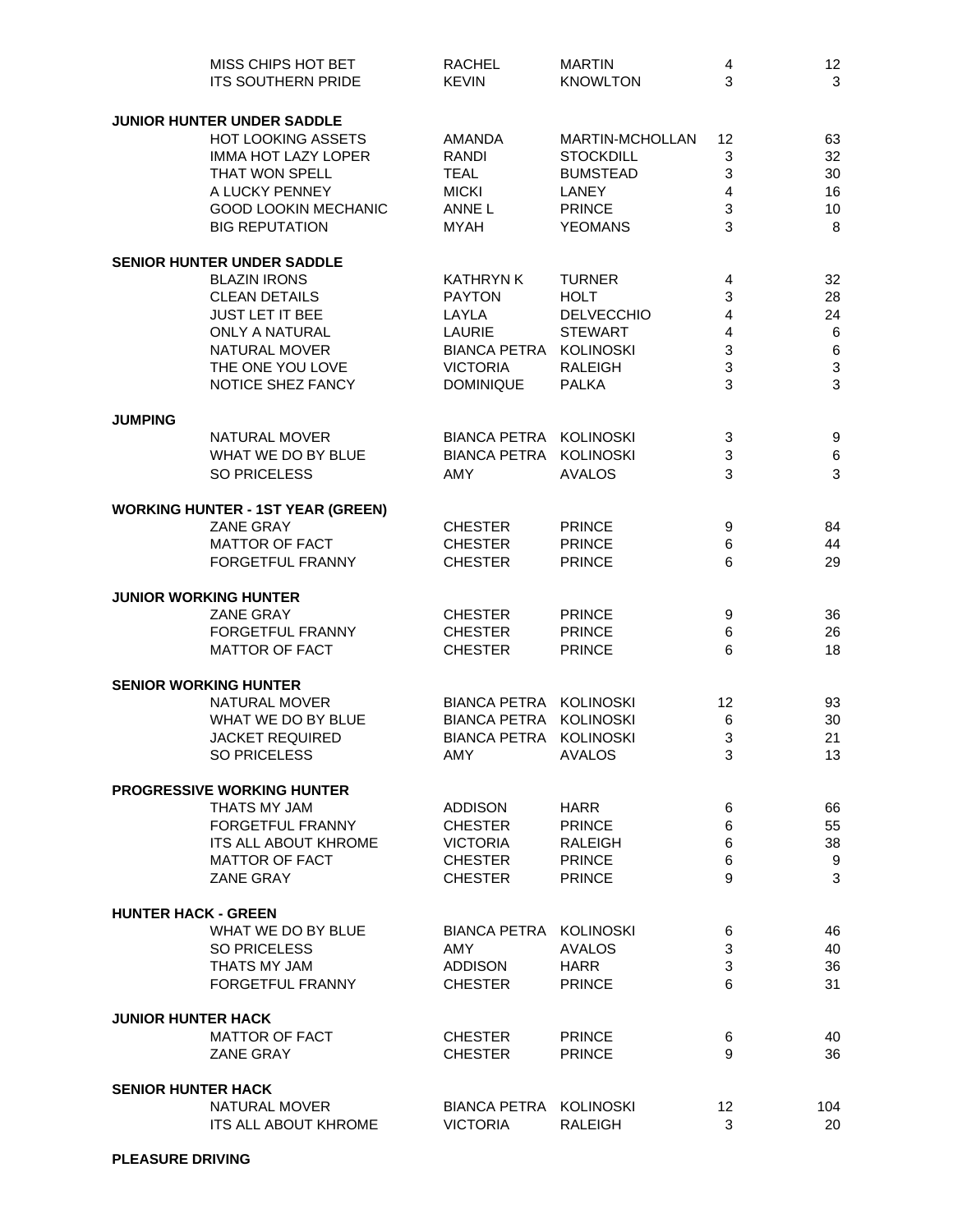| | Horse | First Name | Last Name | Shows | Points |
|---|---|---|---|---|---|
| | MISS CHIPS HOT BET | RACHEL | MARTIN | 4 | 12 |
| | ITS SOUTHERN PRIDE | KEVIN | KNOWLTON | 3 | 3 |
| **JUNIOR HUNTER UNDER SADDLE** | | | | | |
| | HOT LOOKING ASSETS | AMANDA | MARTIN-MCHOLLAN | 12 | 63 |
| | IMMA HOT LAZY LOPER | RANDI | STOCKDILL | 3 | 32 |
| | THAT WON SPELL | TEAL | BUMSTEAD | 3 | 30 |
| | A LUCKY PENNEY | MICKI | LANEY | 4 | 16 |
| | GOOD LOOKIN MECHANIC | ANNE L | PRINCE | 3 | 10 |
| | BIG REPUTATION | MYAH | YEOMANS | 3 | 8 |
| **SENIOR HUNTER UNDER SADDLE** | | | | | |
| | BLAZIN IRONS | KATHRYN K | TURNER | 4 | 32 |
| | CLEAN DETAILS | PAYTON | HOLT | 3 | 28 |
| | JUST LET IT BEE | LAYLA | DELVECCHIO | 4 | 24 |
| | ONLY A NATURAL | LAURIE | STEWART | 4 | 6 |
| | NATURAL MOVER | BIANCA PETRA | KOLINOSKI | 3 | 6 |
| | THE ONE YOU LOVE | VICTORIA | RALEIGH | 3 | 3 |
| | NOTICE SHEZ FANCY | DOMINIQUE | PALKA | 3 | 3 |
| **JUMPING** | | | | | |
| | NATURAL MOVER | BIANCA PETRA | KOLINOSKI | 3 | 9 |
| | WHAT WE DO BY BLUE | BIANCA PETRA | KOLINOSKI | 3 | 6 |
| | SO PRICELESS | AMY | AVALOS | 3 | 3 |
| **WORKING HUNTER - 1ST YEAR (GREEN)** | | | | | |
| | ZANE GRAY | CHESTER | PRINCE | 9 | 84 |
| | MATTOR OF FACT | CHESTER | PRINCE | 6 | 44 |
| | FORGETFUL FRANNY | CHESTER | PRINCE | 6 | 29 |
| **JUNIOR WORKING HUNTER** | | | | | |
| | ZANE GRAY | CHESTER | PRINCE | 9 | 36 |
| | FORGETFUL FRANNY | CHESTER | PRINCE | 6 | 26 |
| | MATTOR OF FACT | CHESTER | PRINCE | 6 | 18 |
| **SENIOR WORKING HUNTER** | | | | | |
| | NATURAL MOVER | BIANCA PETRA | KOLINOSKI | 12 | 93 |
| | WHAT WE DO BY BLUE | BIANCA PETRA | KOLINOSKI | 6 | 30 |
| | JACKET REQUIRED | BIANCA PETRA | KOLINOSKI | 3 | 21 |
| | SO PRICELESS | AMY | AVALOS | 3 | 13 |
| **PROGRESSIVE WORKING HUNTER** | | | | | |
| | THATS MY JAM | ADDISON | HARR | 6 | 66 |
| | FORGETFUL FRANNY | CHESTER | PRINCE | 6 | 55 |
| | ITS ALL ABOUT KHROME | VICTORIA | RALEIGH | 6 | 38 |
| | MATTOR OF FACT | CHESTER | PRINCE | 6 | 9 |
| | ZANE GRAY | CHESTER | PRINCE | 9 | 3 |
| **HUNTER HACK - GREEN** | | | | | |
| | WHAT WE DO BY BLUE | BIANCA PETRA | KOLINOSKI | 6 | 46 |
| | SO PRICELESS | AMY | AVALOS | 3 | 40 |
| | THATS MY JAM | ADDISON | HARR | 3 | 36 |
| | FORGETFUL FRANNY | CHESTER | PRINCE | 6 | 31 |
| **JUNIOR HUNTER HACK** | | | | | |
| | MATTOR OF FACT | CHESTER | PRINCE | 6 | 40 |
| | ZANE GRAY | CHESTER | PRINCE | 9 | 36 |
| **SENIOR HUNTER HACK** | | | | | |
| | NATURAL MOVER | BIANCA PETRA | KOLINOSKI | 12 | 104 |
| | ITS ALL ABOUT KHROME | VICTORIA | RALEIGH | 3 | 20 |

**PLEASURE DRIVING**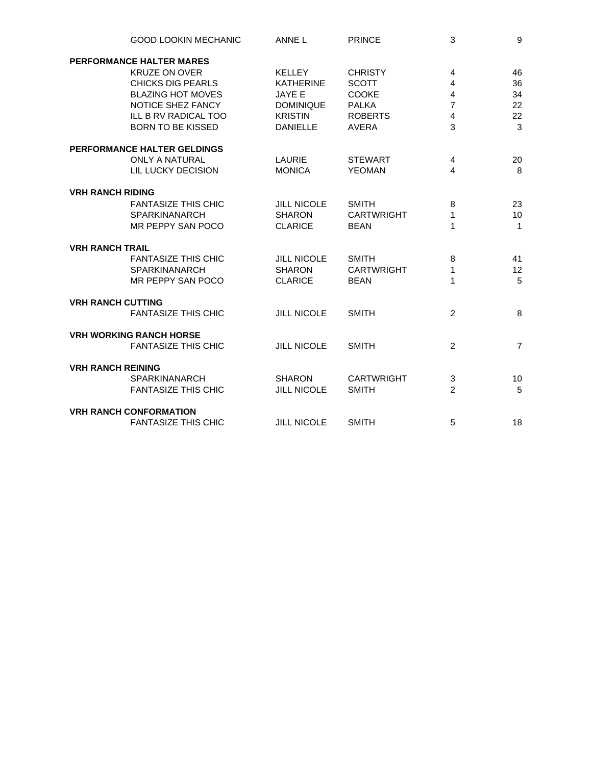| | | | | |
|---|---|---|---|---|
| GOOD LOOKIN MECHANIC | ANNE L | PRINCE | 3 | 9 |
| **PERFORMANCE HALTER MARES** | | | | |
| KRUZE ON OVER | KELLEY | CHRISTY | 4 | 46 |
| CHICKS DIG PEARLS | KATHERINE | SCOTT | 4 | 36 |
| BLAZING HOT MOVES | JAYE E | COOKE | 4 | 34 |
| NOTICE SHEZ FANCY | DOMINIQUE | PALKA | 7 | 22 |
| ILL B RV RADICAL TOO | KRISTIN | ROBERTS | 4 | 22 |
| BORN TO BE KISSED | DANIELLE | AVERA | 3 | 3 |
| **PERFORMANCE HALTER GELDINGS** | | | | |
| ONLY A NATURAL | LAURIE | STEWART | 4 | 20 |
| LIL LUCKY DECISION | MONICA | YEOMAN | 4 | 8 |
| **VRH RANCH RIDING** | | | | |
| FANTASIZE THIS CHIC | JILL NICOLE | SMITH | 8 | 23 |
| SPARKINANARCH | SHARON | CARTWRIGHT | 1 | 10 |
| MR PEPPY SAN POCO | CLARICE | BEAN | 1 | 1 |
| **VRH RANCH TRAIL** | | | | |
| FANTASIZE THIS CHIC | JILL NICOLE | SMITH | 8 | 41 |
| SPARKINANARCH | SHARON | CARTWRIGHT | 1 | 12 |
| MR PEPPY SAN POCO | CLARICE | BEAN | 1 | 5 |
| **VRH RANCH CUTTING** | | | | |
| FANTASIZE THIS CHIC | JILL NICOLE | SMITH | 2 | 8 |
| **VRH WORKING RANCH HORSE** | | | | |
| FANTASIZE THIS CHIC | JILL NICOLE | SMITH | 2 | 7 |
| **VRH RANCH REINING** | | | | |
| SPARKINANARCH | SHARON | CARTWRIGHT | 3 | 10 |
| FANTASIZE THIS CHIC | JILL NICOLE | SMITH | 2 | 5 |
| **VRH RANCH CONFORMATION** | | | | |
| FANTASIZE THIS CHIC | JILL NICOLE | SMITH | 5 | 18 |